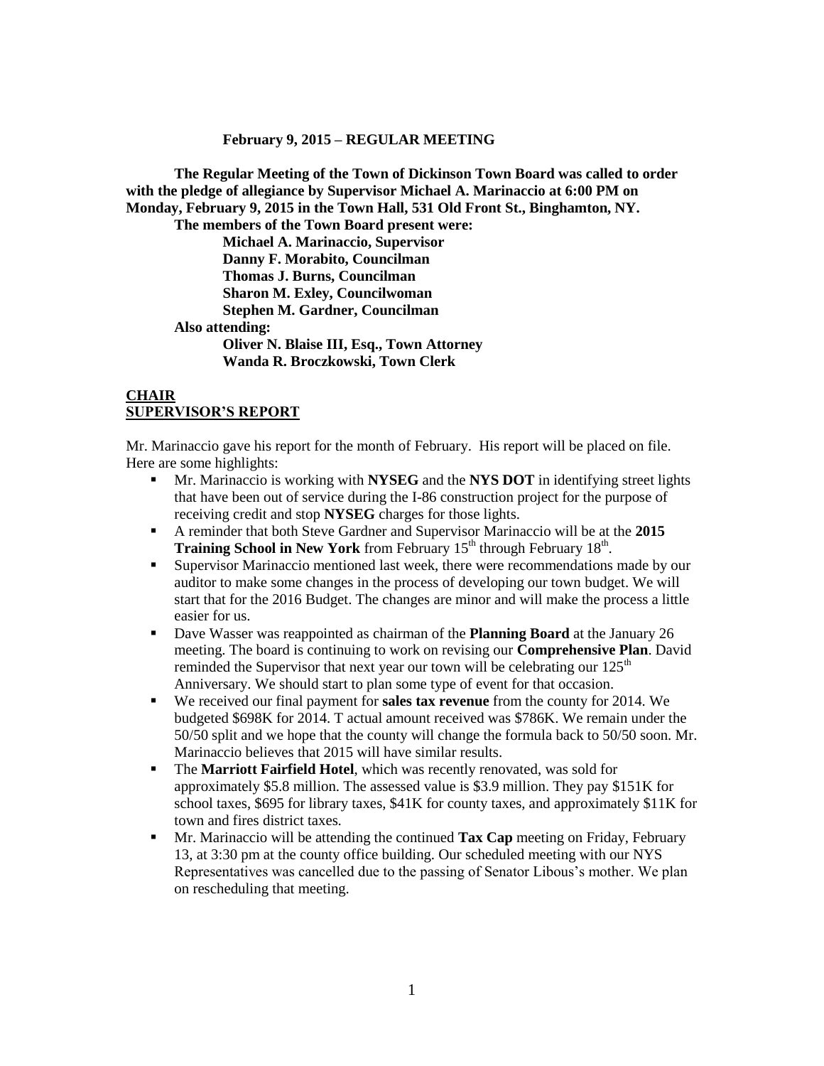**February 9, 2015 – REGULAR MEETING**

**The Regular Meeting of the Town of Dickinson Town Board was called to order with the pledge of allegiance by Supervisor Michael A. Marinaccio at 6:00 PM on Monday, February 9, 2015 in the Town Hall, 531 Old Front St., Binghamton, NY.**

**The members of the Town Board present were:**

**Michael A. Marinaccio, Supervisor**
**Danny F. Morabito, Councilman**
**Thomas J. Burns, Councilman**
**Sharon M. Exley, Councilwoman**
**Stephen M. Gardner, Councilman**

**Also attending:**

**Oliver N. Blaise III, Esq., Town Attorney**
**Wanda R. Broczkowski, Town Clerk**

## CHAIR
## SUPERVISOR'S REPORT

Mr. Marinaccio gave his report for the month of February. His report will be placed on file. Here are some highlights:

- Mr. Marinaccio is working with **NYSEG** and the **NYS DOT** in identifying street lights that have been out of service during the I-86 construction project for the purpose of receiving credit and stop **NYSEG** charges for those lights.
- A reminder that both Steve Gardner and Supervisor Marinaccio will be at the **2015 Training School in New York** from February 15th through February 18th.
- Supervisor Marinaccio mentioned last week, there were recommendations made by our auditor to make some changes in the process of developing our town budget. We will start that for the 2016 Budget. The changes are minor and will make the process a little easier for us.
- Dave Wasser was reappointed as chairman of the **Planning Board** at the January 26 meeting. The board is continuing to work on revising our **Comprehensive Plan**. David reminded the Supervisor that next year our town will be celebrating our 125th Anniversary. We should start to plan some type of event for that occasion.
- We received our final payment for **sales tax revenue** from the county for 2014. We budgeted $698K for 2014. T actual amount received was $786K. We remain under the 50/50 split and we hope that the county will change the formula back to 50/50 soon. Mr. Marinaccio believes that 2015 will have similar results.
- The **Marriott Fairfield Hotel**, which was recently renovated, was sold for approximately $5.8 million. The assessed value is $3.9 million. They pay $151K for school taxes, $695 for library taxes, $41K for county taxes, and approximately $11K for town and fires district taxes.
- Mr. Marinaccio will be attending the continued **Tax Cap** meeting on Friday, February 13, at 3:30 pm at the county office building. Our scheduled meeting with our NYS Representatives was cancelled due to the passing of Senator Libous's mother. We plan on rescheduling that meeting.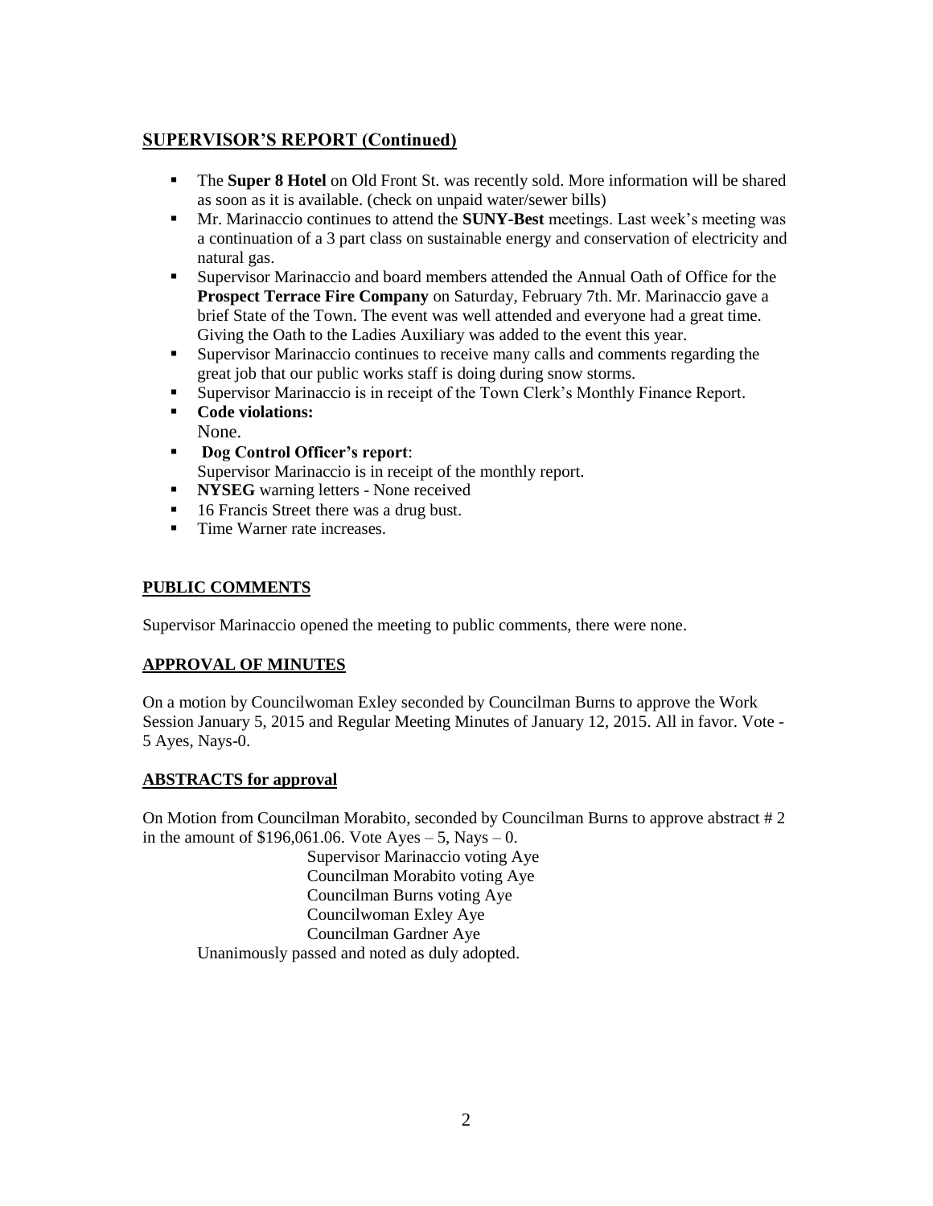## SUPERVISOR'S REPORT (Continued)

- The **Super 8 Hotel** on Old Front St. was recently sold. More information will be shared as soon as it is available. (check on unpaid water/sewer bills)
- Mr. Marinaccio continues to attend the **SUNY-Best** meetings. Last week's meeting was a continuation of a 3 part class on sustainable energy and conservation of electricity and natural gas.
- Supervisor Marinaccio and board members attended the Annual Oath of Office for the **Prospect Terrace Fire Company** on Saturday, February 7th. Mr. Marinaccio gave a brief State of the Town. The event was well attended and everyone had a great time. Giving the Oath to the Ladies Auxiliary was added to the event this year.
- Supervisor Marinaccio continues to receive many calls and comments regarding the great job that our public works staff is doing during snow storms.
- Supervisor Marinaccio is in receipt of the Town Clerk's Monthly Finance Report.
- **Code violations:**
  None.
- **Dog Control Officer's report**:
  Supervisor Marinaccio is in receipt of the monthly report.
- **NYSEG** warning letters - None received
- 16 Francis Street there was a drug bust.
- Time Warner rate increases.

## PUBLIC COMMENTS

Supervisor Marinaccio opened the meeting to public comments, there were none.

## APPROVAL OF MINUTES

On a motion by Councilwoman Exley seconded by Councilman Burns to approve the Work Session January 5, 2015 and Regular Meeting Minutes of January 12, 2015. All in favor. Vote - 5 Ayes, Nays-0.

## ABSTRACTS for approval

On Motion from Councilman Morabito, seconded by Councilman Burns to approve abstract # 2 in the amount of $196,061.06. Vote Ayes – 5, Nays – 0.

Supervisor Marinaccio voting Aye
Councilman Morabito voting Aye
Councilman Burns voting Aye
Councilwoman Exley Aye
Councilman Gardner Aye

Unanimously passed and noted as duly adopted.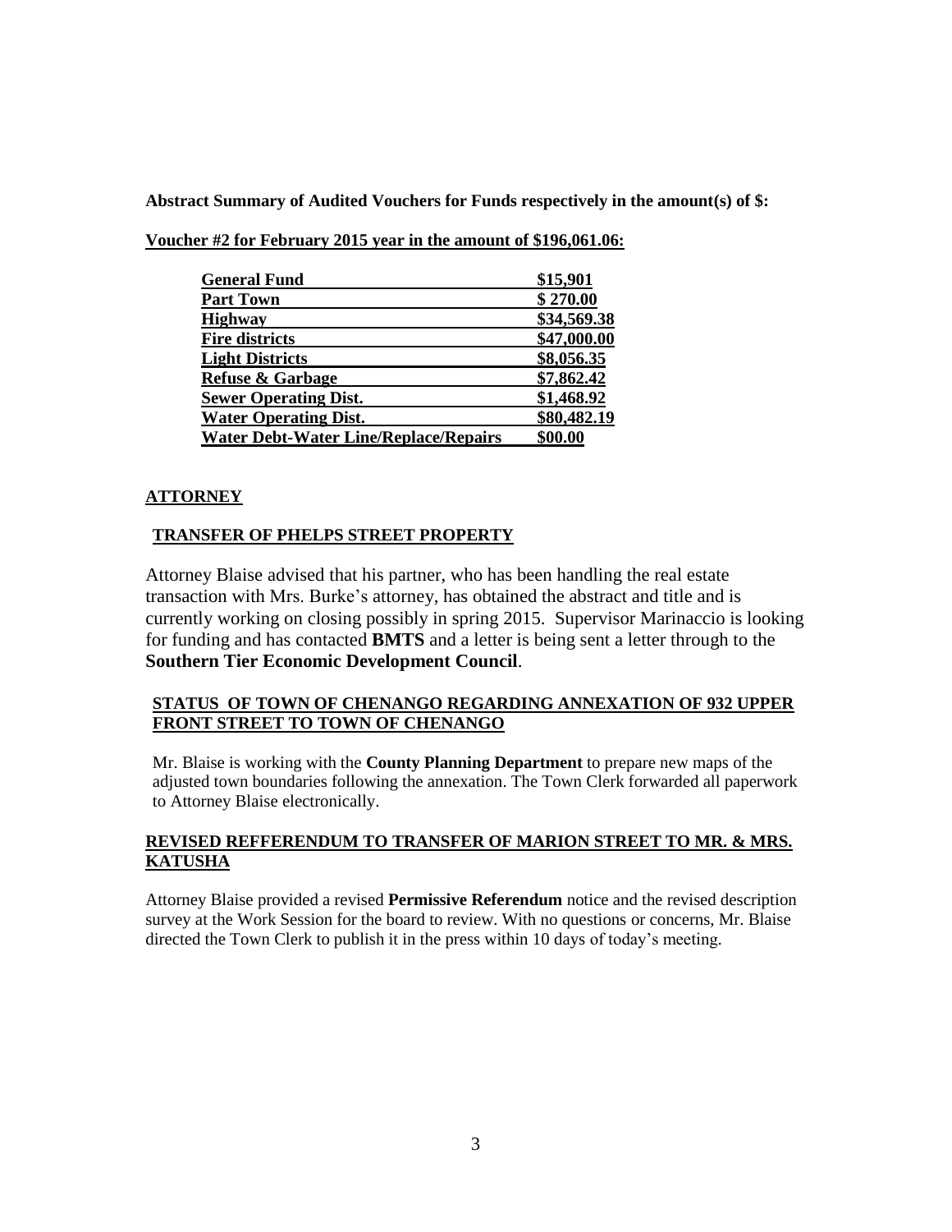**Abstract Summary of Audited Vouchers for Funds respectively in the amount(s) of $:**

**Voucher #2 for February 2015 year in the amount of $196,061.06:**

| | |
|---|---|
| **General Fund** | **$15,901** |
| **Part Town** | **$ 270.00** |
| **Highway** | **$34,569.38** |
| **Fire districts** | **$47,000.00** |
| **Light Districts** | **$8,056.35** |
| **Refuse & Garbage** | **$7,862.42** |
| **Sewer Operating Dist.** | **$1,468.92** |
| **Water Operating Dist.** | **$80,482.19** |
| **Water Debt-Water Line/Replace/Repairs** | **$00.00** |

## ATTORNEY

### TRANSFER OF PHELPS STREET PROPERTY

Attorney Blaise advised that his partner, who has been handling the real estate transaction with Mrs. Burke's attorney, has obtained the abstract and title and is currently working on closing possibly in spring 2015. Supervisor Marinaccio is looking for funding and has contacted **BMTS** and a letter is being sent a letter through to the **Southern Tier Economic Development Council**.

### STATUS OF TOWN OF CHENANGO REGARDING ANNEXATION OF 932 UPPER FRONT STREET TO TOWN OF CHENANGO

Mr. Blaise is working with the **County Planning Department** to prepare new maps of the adjusted town boundaries following the annexation. The Town Clerk forwarded all paperwork to Attorney Blaise electronically.

### REVISED REFFERENDUM TO TRANSFER OF MARION STREET TO MR. & MRS. KATUSHA

Attorney Blaise provided a revised **Permissive Referendum** notice and the revised description survey at the Work Session for the board to review. With no questions or concerns, Mr. Blaise directed the Town Clerk to publish it in the press within 10 days of today's meeting.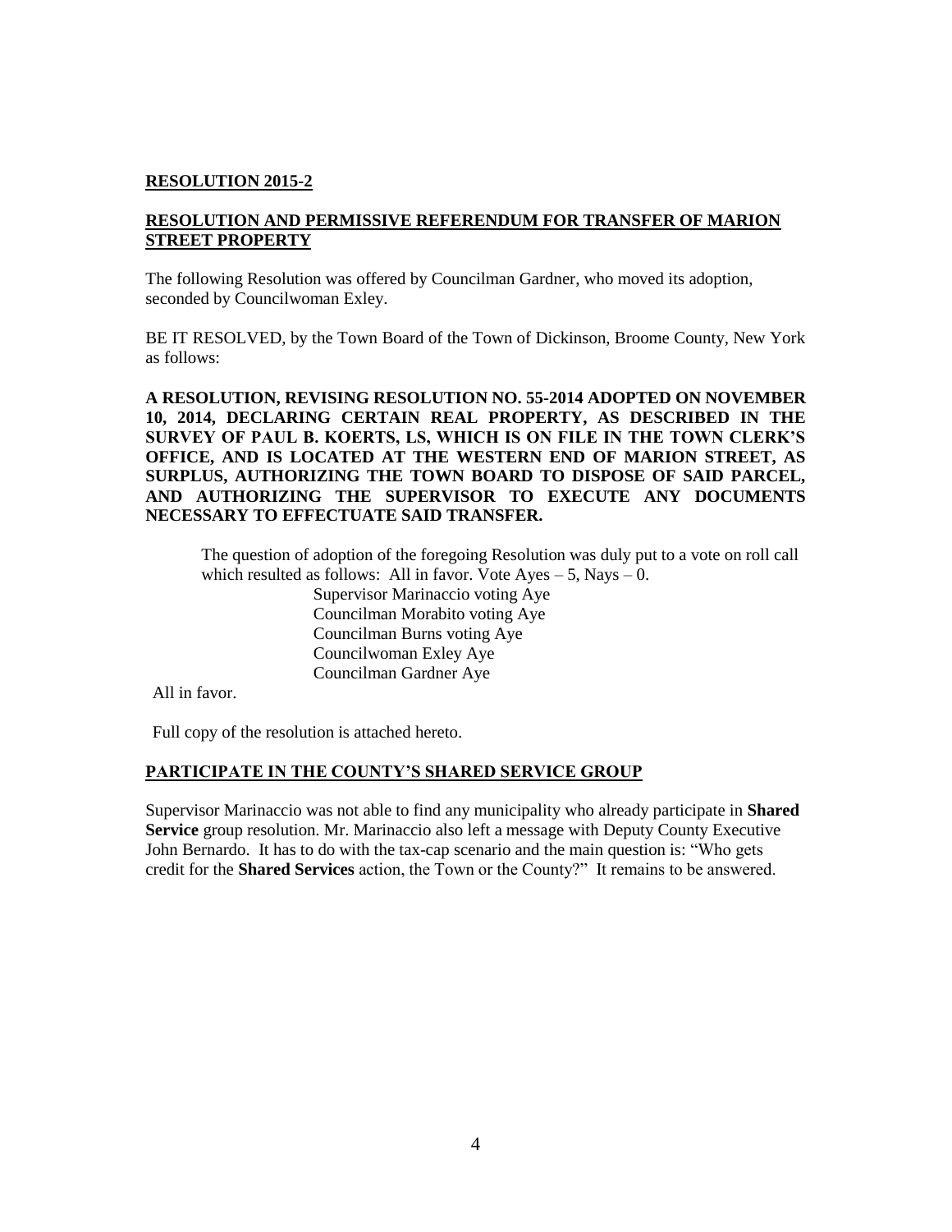**RESOLUTION 2015-2**

**RESOLUTION AND PERMISSIVE REFERENDUM FOR TRANSFER OF MARION STREET PROPERTY**

The following Resolution was offered by Councilman Gardner, who moved its adoption, seconded by Councilwoman Exley.

BE IT RESOLVED, by the Town Board of the Town of Dickinson, Broome County, New York as follows:

**A RESOLUTION, REVISING RESOLUTION NO. 55-2014 ADOPTED ON NOVEMBER 10, 2014, DECLARING CERTAIN REAL PROPERTY, AS DESCRIBED IN THE SURVEY OF PAUL B. KOERTS, LS, WHICH IS ON FILE IN THE TOWN CLERK'S OFFICE, AND IS LOCATED AT THE WESTERN END OF MARION STREET, AS SURPLUS, AUTHORIZING THE TOWN BOARD TO DISPOSE OF SAID PARCEL, AND AUTHORIZING THE SUPERVISOR TO EXECUTE ANY DOCUMENTS NECESSARY TO EFFECTUATE SAID TRANSFER.**

The question of adoption of the foregoing Resolution was duly put to a vote on roll call which resulted as follows: All in favor. Vote Ayes – 5, Nays – 0.

Supervisor Marinaccio voting Aye
Councilman Morabito voting Aye
Councilman Burns voting Aye
Councilwoman Exley Aye
Councilman Gardner Aye

All in favor.

Full copy of the resolution is attached hereto.

**PARTICIPATE IN THE COUNTY'S SHARED SERVICE GROUP**

Supervisor Marinaccio was not able to find any municipality who already participate in **Shared Service** group resolution. Mr. Marinaccio also left a message with Deputy County Executive John Bernardo. It has to do with the tax-cap scenario and the main question is: "Who gets credit for the **Shared Services** action, the Town or the County?" It remains to be answered.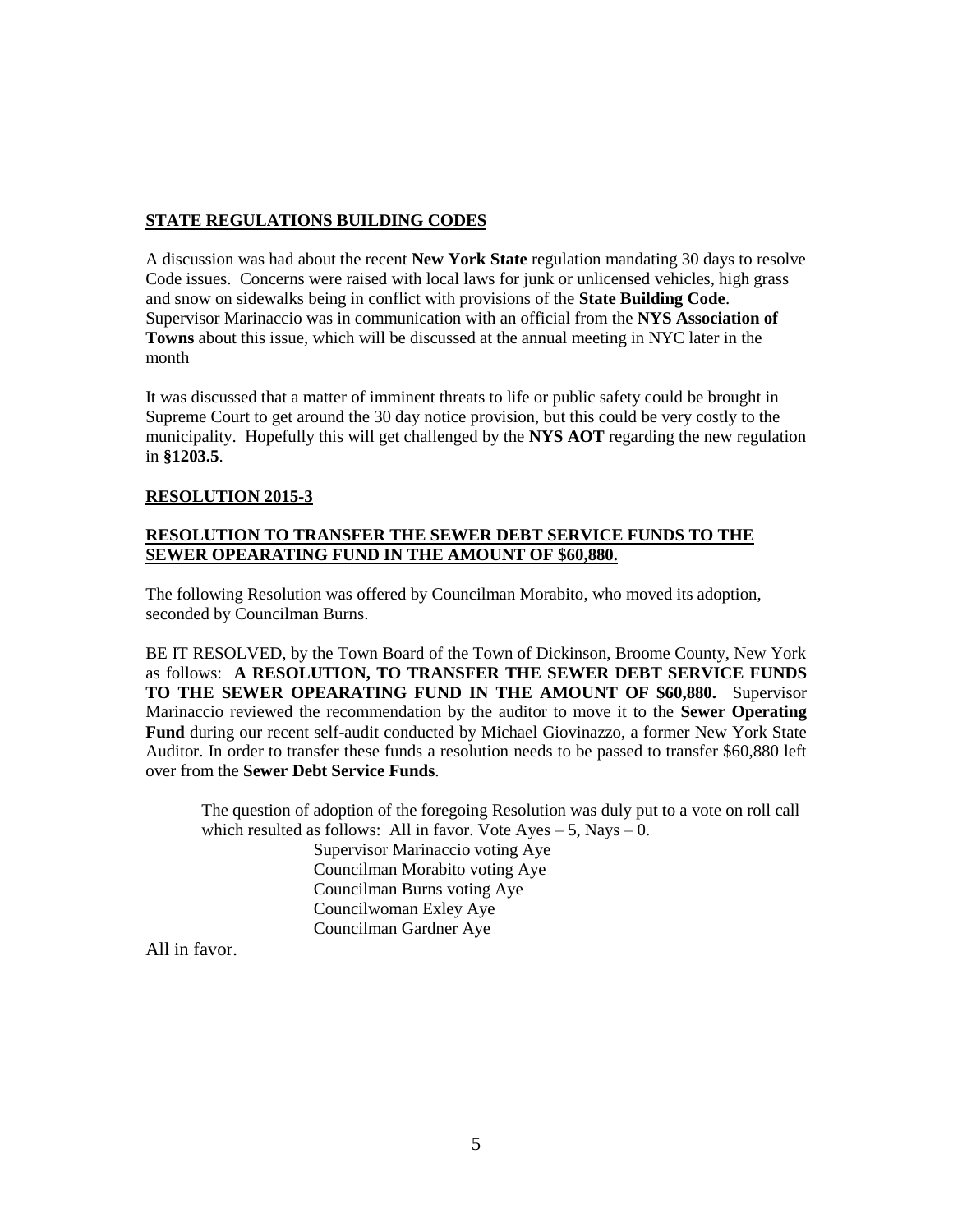**STATE REGULATIONS BUILDING CODES**

A discussion was had about the recent **New York State** regulation mandating 30 days to resolve Code issues. Concerns were raised with local laws for junk or unlicensed vehicles, high grass and snow on sidewalks being in conflict with provisions of the **State Building Code**. Supervisor Marinaccio was in communication with an official from the **NYS Association of Towns** about this issue, which will be discussed at the annual meeting in NYC later in the month

It was discussed that a matter of imminent threats to life or public safety could be brought in Supreme Court to get around the 30 day notice provision, but this could be very costly to the municipality. Hopefully this will get challenged by the **NYS AOT** regarding the new regulation in **§1203.5**.

**RESOLUTION 2015-3**

**RESOLUTION TO TRANSFER THE SEWER DEBT SERVICE FUNDS TO THE SEWER OPEARATING FUND IN THE AMOUNT OF $60,880.**

The following Resolution was offered by Councilman Morabito, who moved its adoption, seconded by Councilman Burns.

BE IT RESOLVED, by the Town Board of the Town of Dickinson, Broome County, New York as follows: **A RESOLUTION, TO TRANSFER THE SEWER DEBT SERVICE FUNDS TO THE SEWER OPEARATING FUND IN THE AMOUNT OF $60,880.** Supervisor Marinaccio reviewed the recommendation by the auditor to move it to the **Sewer Operating Fund** during our recent self-audit conducted by Michael Giovinazzo, a former New York State Auditor. In order to transfer these funds a resolution needs to be passed to transfer $60,880 left over from the **Sewer Debt Service Funds**.

The question of adoption of the foregoing Resolution was duly put to a vote on roll call which resulted as follows: All in favor. Vote Ayes – 5, Nays – 0.

Supervisor Marinaccio voting Aye
Councilman Morabito voting Aye
Councilman Burns voting Aye
Councilwoman Exley Aye
Councilman Gardner Aye

All in favor.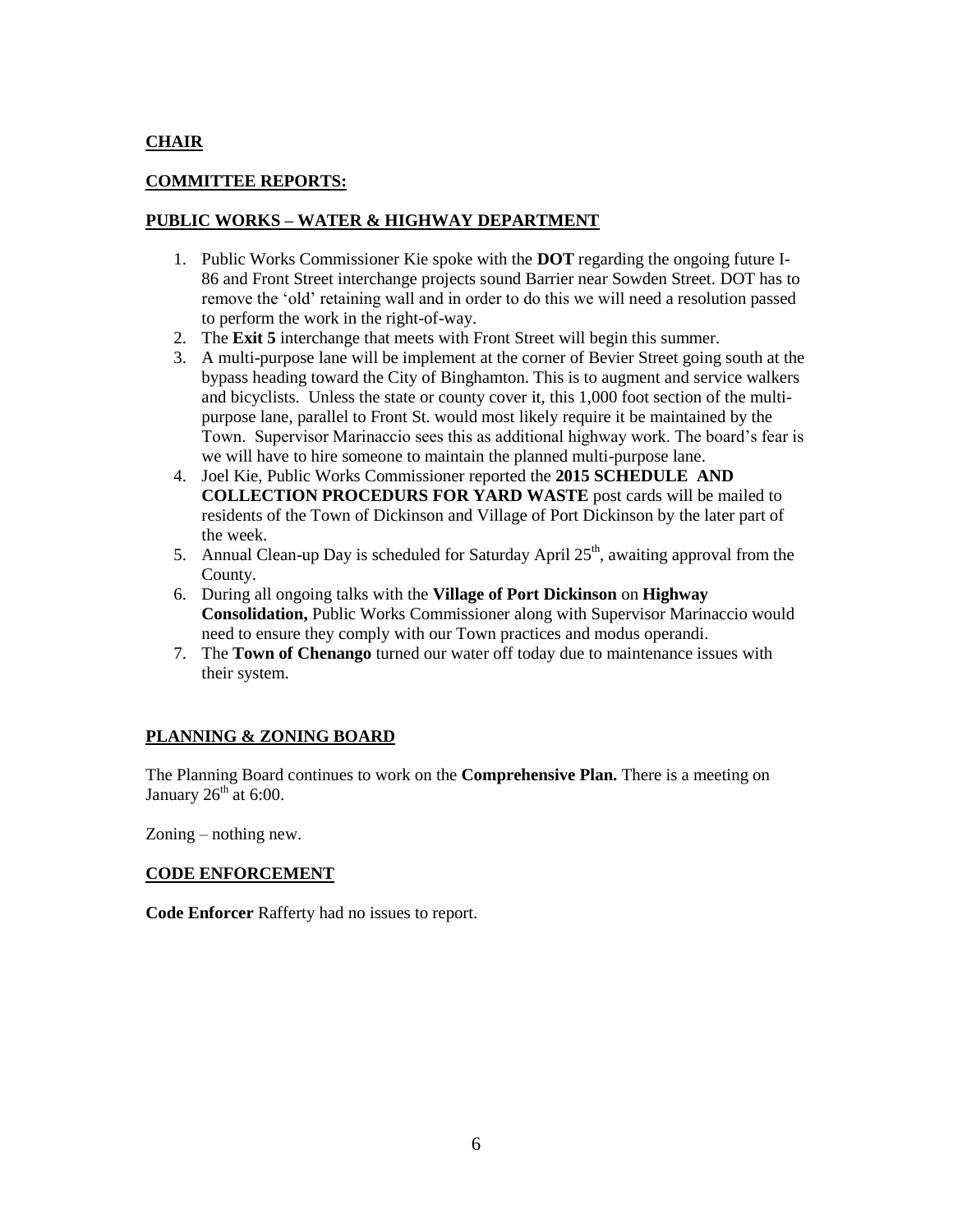**CHAIR**

**COMMITTEE REPORTS:**

**PUBLIC WORKS – WATER & HIGHWAY DEPARTMENT**

1. Public Works Commissioner Kie spoke with the **DOT** regarding the ongoing future I-86 and Front Street interchange projects sound Barrier near Sowden Street. DOT has to remove the 'old' retaining wall and in order to do this we will need a resolution passed to perform the work in the right-of-way.
2. The **Exit 5** interchange that meets with Front Street will begin this summer.
3. A multi-purpose lane will be implement at the corner of Bevier Street going south at the bypass heading toward the City of Binghamton. This is to augment and service walkers and bicyclists. Unless the state or county cover it, this 1,000 foot section of the multi-purpose lane, parallel to Front St. would most likely require it be maintained by the Town. Supervisor Marinaccio sees this as additional highway work. The board's fear is we will have to hire someone to maintain the planned multi-purpose lane.
4. Joel Kie, Public Works Commissioner reported the **2015 SCHEDULE AND COLLECTION PROCEDURS FOR YARD WASTE** post cards will be mailed to residents of the Town of Dickinson and Village of Port Dickinson by the later part of the week.
5. Annual Clean-up Day is scheduled for Saturday April 25th, awaiting approval from the County.
6. During all ongoing talks with the **Village of Port Dickinson** on **Highway Consolidation,** Public Works Commissioner along with Supervisor Marinaccio would need to ensure they comply with our Town practices and modus operandi.
7. The **Town of Chenango** turned our water off today due to maintenance issues with their system.

**PLANNING & ZONING BOARD**

The Planning Board continues to work on the **Comprehensive Plan.** There is a meeting on January 26th at 6:00.

Zoning – nothing new.

**CODE ENFORCEMENT**

**Code Enforcer** Rafferty had no issues to report.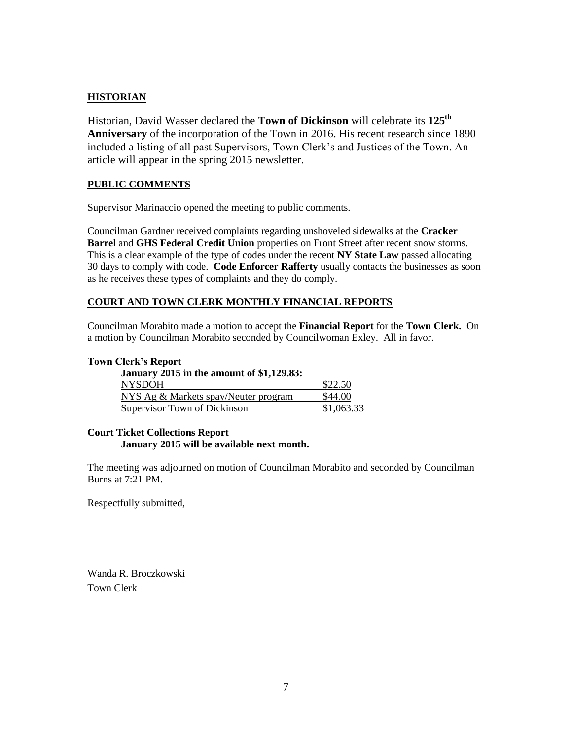**HISTORIAN**

Historian, David Wasser declared the **Town of Dickinson** will celebrate its **125th Anniversary** of the incorporation of the Town in 2016. His recent research since 1890 included a listing of all past Supervisors, Town Clerk's and Justices of the Town. An article will appear in the spring 2015 newsletter.

**PUBLIC COMMENTS**

Supervisor Marinaccio opened the meeting to public comments.

Councilman Gardner received complaints regarding unshoveled sidewalks at the **Cracker Barrel** and **GHS Federal Credit Union** properties on Front Street after recent snow storms. This is a clear example of the type of codes under the recent **NY State Law** passed allocating 30 days to comply with code. **Code Enforcer Rafferty** usually contacts the businesses as soon as he receives these types of complaints and they do comply.

**COURT AND TOWN CLERK MONTHLY FINANCIAL REPORTS**

Councilman Morabito made a motion to accept the **Financial Report** for the **Town Clerk.** On a motion by Councilman Morabito seconded by Councilwoman Exley. All in favor.

**Town Clerk's Report**

**January 2015 in the amount of $1,129.83:**

| | |
|---|---|
| NYSDOH | $22.50 |
| NYS Ag & Markets spay/Neuter program | $44.00 |
| Supervisor Town of Dickinson | $1,063.33 |

**Court Ticket Collections Report**

**January 2015 will be available next month.**

The meeting was adjourned on motion of Councilman Morabito and seconded by Councilman Burns at 7:21 PM.

Respectfully submitted,

Wanda R. Broczkowski
Town Clerk